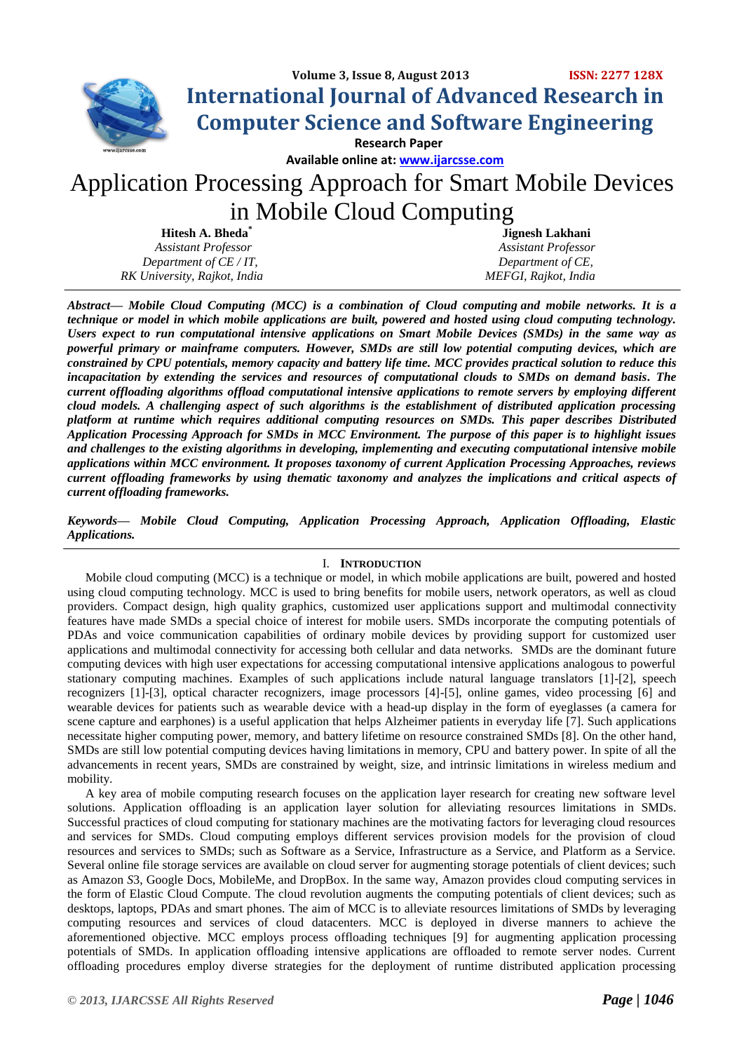# Application Processing Approach for Smart Mobile Devices in Mobile Cloud Computing

**Hitesh A. Bheda***
*Assistant Professor*
*Department of CE / IT,*
*RK University, Rajkot, India*

**Jignesh Lakhani**
*Assistant Professor*
*Department of CE,*
*MEFGI, Rajkot, India*

***Abstract— Mobile Cloud Computing (MCC) is a combination of Cloud computing and mobile networks. It is a technique or model in which mobile applications are built, powered and hosted using cloud computing technology. Users expect to run computational intensive applications on Smart Mobile Devices (SMDs) in the same way as powerful primary or mainframe computers. However, SMDs are still low potential computing devices, which are constrained by CPU potentials, memory capacity and battery life time. MCC provides practical solution to reduce this incapacitation by extending the services and resources of computational clouds to SMDs on demand basis. The current offloading algorithms offload computational intensive applications to remote servers by employing different cloud models. A challenging aspect of such algorithms is the establishment of distributed application processing platform at runtime which requires additional computing resources on SMDs. This paper describes Distributed Application Processing Approach for SMDs in MCC Environment. The purpose of this paper is to highlight issues and challenges to the existing algorithms in developing, implementing and executing computational intensive mobile applications within MCC environment. It proposes taxonomy of current Application Processing Approaches, reviews current offloading frameworks by using thematic taxonomy and analyzes the implications and critical aspects of current offloading frameworks.***

***Keywords— Mobile Cloud Computing, Application Processing Approach, Application Offloading, Elastic Applications.***

## I. Introduction

Mobile cloud computing (MCC) is a technique or model, in which mobile applications are built, powered and hosted using cloud computing technology. MCC is used to bring benefits for mobile users, network operators, as well as cloud providers. Compact design, high quality graphics, customized user applications support and multimodal connectivity features have made SMDs a special choice of interest for mobile users. SMDs incorporate the computing potentials of PDAs and voice communication capabilities of ordinary mobile devices by providing support for customized user applications and multimodal connectivity for accessing both cellular and data networks. SMDs are the dominant future computing devices with high user expectations for accessing computational intensive applications analogous to powerful stationary computing machines. Examples of such applications include natural language translators [1]-[2], speech recognizers [1]-[3], optical character recognizers, image processors [4]-[5], online games, video processing [6] and wearable devices for patients such as wearable device with a head-up display in the form of eyeglasses (a camera for scene capture and earphones) is a useful application that helps Alzheimer patients in everyday life [7]. Such applications necessitate higher computing power, memory, and battery lifetime on resource constrained SMDs [8]. On the other hand, SMDs are still low potential computing devices having limitations in memory, CPU and battery power. In spite of all the advancements in recent years, SMDs are constrained by weight, size, and intrinsic limitations in wireless medium and mobility.

A key area of mobile computing research focuses on the application layer research for creating new software level solutions. Application offloading is an application layer solution for alleviating resources limitations in SMDs. Successful practices of cloud computing for stationary machines are the motivating factors for leveraging cloud resources and services for SMDs. Cloud computing employs different services provision models for the provision of cloud resources and services to SMDs; such as Software as a Service, Infrastructure as a Service, and Platform as a Service. Several online file storage services are available on cloud server for augmenting storage potentials of client devices; such as Amazon *S*3, Google Docs, MobileMe, and DropBox. In the same way, Amazon provides cloud computing services in the form of Elastic Cloud Compute. The cloud revolution augments the computing potentials of client devices; such as desktops, laptops, PDAs and smart phones. The aim of MCC is to alleviate resources limitations of SMDs by leveraging computing resources and services of cloud datacenters. MCC is deployed in diverse manners to achieve the aforementioned objective. MCC employs process offloading techniques [9] for augmenting application processing potentials of SMDs. In application offloading intensive applications are offloaded to remote server nodes. Current offloading procedures employ diverse strategies for the deployment of runtime distributed application processing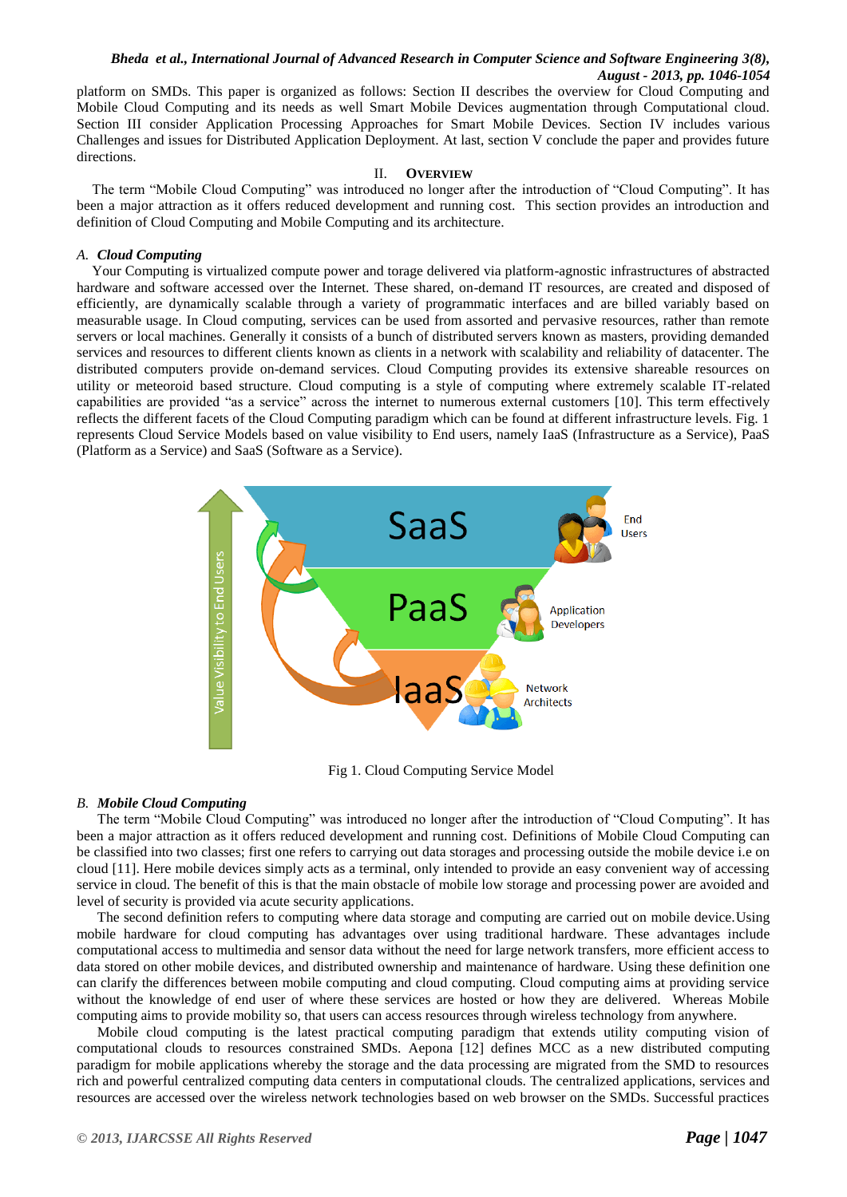platform on SMDs. This paper is organized as follows: Section II describes the overview for Cloud Computing and Mobile Cloud Computing and its needs as well Smart Mobile Devices augmentation through Computational cloud. Section III consider Application Processing Approaches for Smart Mobile Devices. Section IV includes various Challenges and issues for Distributed Application Deployment. At last, section V conclude the paper and provides future directions.

## II. OVERVIEW

The term "Mobile Cloud Computing" was introduced no longer after the introduction of "Cloud Computing". It has been a major attraction as it offers reduced development and running cost. This section provides an introduction and definition of Cloud Computing and Mobile Computing and its architecture.

### *A. Cloud Computing*

Your Computing is virtualized compute power and torage delivered via platform-agnostic infrastructures of abstracted hardware and software accessed over the Internet. These shared, on-demand IT resources, are created and disposed of efficiently, are dynamically scalable through a variety of programmatic interfaces and are billed variably based on measurable usage. In Cloud computing, services can be used from assorted and pervasive resources, rather than remote servers or local machines. Generally it consists of a bunch of distributed servers known as masters, providing demanded services and resources to different clients known as clients in a network with scalability and reliability of datacenter. The distributed computers provide on-demand services. Cloud Computing provides its extensive shareable resources on utility or meteoroid based structure. Cloud computing is a style of computing where extremely scalable IT-related capabilities are provided "as a service" across the internet to numerous external customers [10]. This term effectively reflects the different facets of the Cloud Computing paradigm which can be found at different infrastructure levels. Fig. 1 represents Cloud Service Models based on value visibility to End users, namely IaaS (Infrastructure as a Service), PaaS (Platform as a Service) and SaaS (Software as a Service).

Fig 1. Cloud Computing Service Model

### *B. Mobile Cloud Computing*

The term "Mobile Cloud Computing" was introduced no longer after the introduction of "Cloud Computing". It has been a major attraction as it offers reduced development and running cost. Definitions of Mobile Cloud Computing can be classified into two classes; first one refers to carrying out data storages and processing outside the mobile device i.e on cloud [11]. Here mobile devices simply acts as a terminal, only intended to provide an easy convenient way of accessing service in cloud. The benefit of this is that the main obstacle of mobile low storage and processing power are avoided and level of security is provided via acute security applications.

The second definition refers to computing where data storage and computing are carried out on mobile device.Using mobile hardware for cloud computing has advantages over using traditional hardware. These advantages include computational access to multimedia and sensor data without the need for large network transfers, more efficient access to data stored on other mobile devices, and distributed ownership and maintenance of hardware. Using these definition one can clarify the differences between mobile computing and cloud computing. Cloud computing aims at providing service without the knowledge of end user of where these services are hosted or how they are delivered. Whereas Mobile computing aims to provide mobility so, that users can access resources through wireless technology from anywhere.

Mobile cloud computing is the latest practical computing paradigm that extends utility computing vision of computational clouds to resources constrained SMDs. Aepona [12] defines MCC as a new distributed computing paradigm for mobile applications whereby the storage and the data processing are migrated from the SMD to resources rich and powerful centralized computing data centers in computational clouds. The centralized applications, services and resources are accessed over the wireless network technologies based on web browser on the SMDs. Successful practices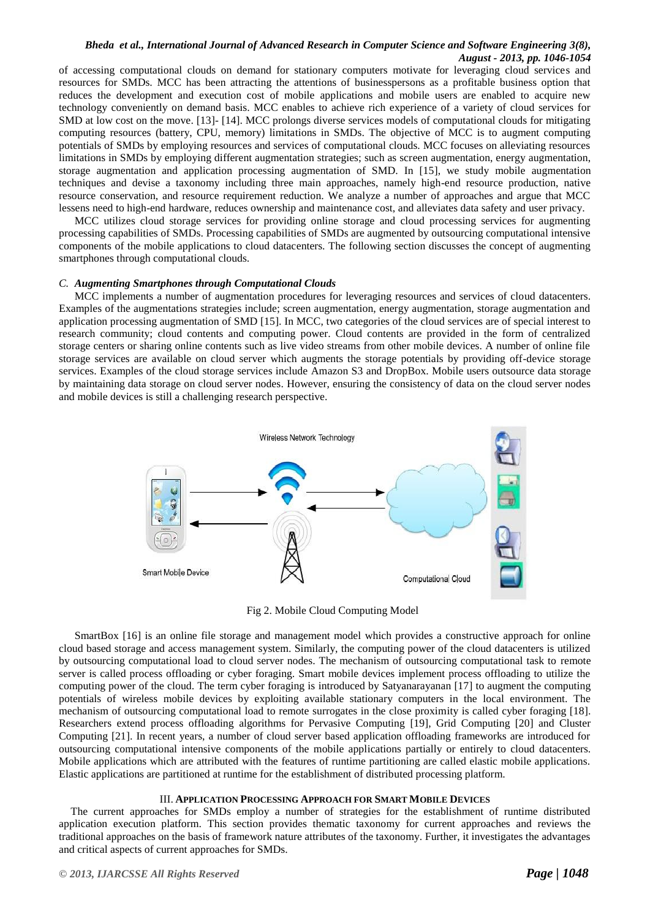of accessing computational clouds on demand for stationary computers motivate for leveraging cloud services and resources for SMDs. MCC has been attracting the attentions of businesspersons as a profitable business option that reduces the development and execution cost of mobile applications and mobile users are enabled to acquire new technology conveniently on demand basis. MCC enables to achieve rich experience of a variety of cloud services for SMD at low cost on the move. [13]- [14]. MCC prolongs diverse services models of computational clouds for mitigating computing resources (battery, CPU, memory) limitations in SMDs. The objective of MCC is to augment computing potentials of SMDs by employing resources and services of computational clouds. MCC focuses on alleviating resources limitations in SMDs by employing different augmentation strategies; such as screen augmentation, energy augmentation, storage augmentation and application processing augmentation of SMD. In [15], we study mobile augmentation techniques and devise a taxonomy including three main approaches, namely high-end resource production, native resource conservation, and resource requirement reduction. We analyze a number of approaches and argue that MCC lessens need to high-end hardware, reduces ownership and maintenance cost, and alleviates data safety and user privacy.

MCC utilizes cloud storage services for providing online storage and cloud processing services for augmenting processing capabilities of SMDs. Processing capabilities of SMDs are augmented by outsourcing computational intensive components of the mobile applications to cloud datacenters. The following section discusses the concept of augmenting smartphones through computational clouds.

### *C. Augmenting Smartphones through Computational Clouds*

MCC implements a number of augmentation procedures for leveraging resources and services of cloud datacenters. Examples of the augmentations strategies include; screen augmentation, energy augmentation, storage augmentation and application processing augmentation of SMD [15]. In MCC, two categories of the cloud services are of special interest to research community; cloud contents and computing power. Cloud contents are provided in the form of centralized storage centers or sharing online contents such as live video streams from other mobile devices. A number of online file storage services are available on cloud server which augments the storage potentials by providing off-device storage services. Examples of the cloud storage services include Amazon S3 and DropBox. Mobile users outsource data storage by maintaining data storage on cloud server nodes. However, ensuring the consistency of data on the cloud server nodes and mobile devices is still a challenging research perspective.

Wireless Network Technology

Smart Mobile Device

Computational Cloud

Fig 2. Mobile Cloud Computing Model

SmartBox [16] is an online file storage and management model which provides a constructive approach for online cloud based storage and access management system. Similarly, the computing power of the cloud datacenters is utilized by outsourcing computational load to cloud server nodes. The mechanism of outsourcing computational task to remote server is called process offloading or cyber foraging. Smart mobile devices implement process offloading to utilize the computing power of the cloud. The term cyber foraging is introduced by Satyanarayanan [17] to augment the computing potentials of wireless mobile devices by exploiting available stationary computers in the local environment. The mechanism of outsourcing computational load to remote surrogates in the close proximity is called cyber foraging [18]. Researchers extend process offloading algorithms for Pervasive Computing [19], Grid Computing [20] and Cluster Computing [21]. In recent years, a number of cloud server based application offloading frameworks are introduced for outsourcing computational intensive components of the mobile applications partially or entirely to cloud datacenters. Mobile applications which are attributed with the features of runtime partitioning are called elastic mobile applications. Elastic applications are partitioned at runtime for the establishment of distributed processing platform.

## III. APPLICATION PROCESSING APPROACH FOR SMART MOBILE DEVICES

The current approaches for SMDs employ a number of strategies for the establishment of runtime distributed application execution platform. This section provides thematic taxonomy for current approaches and reviews the traditional approaches on the basis of framework nature attributes of the taxonomy. Further, it investigates the advantages and critical aspects of current approaches for SMDs.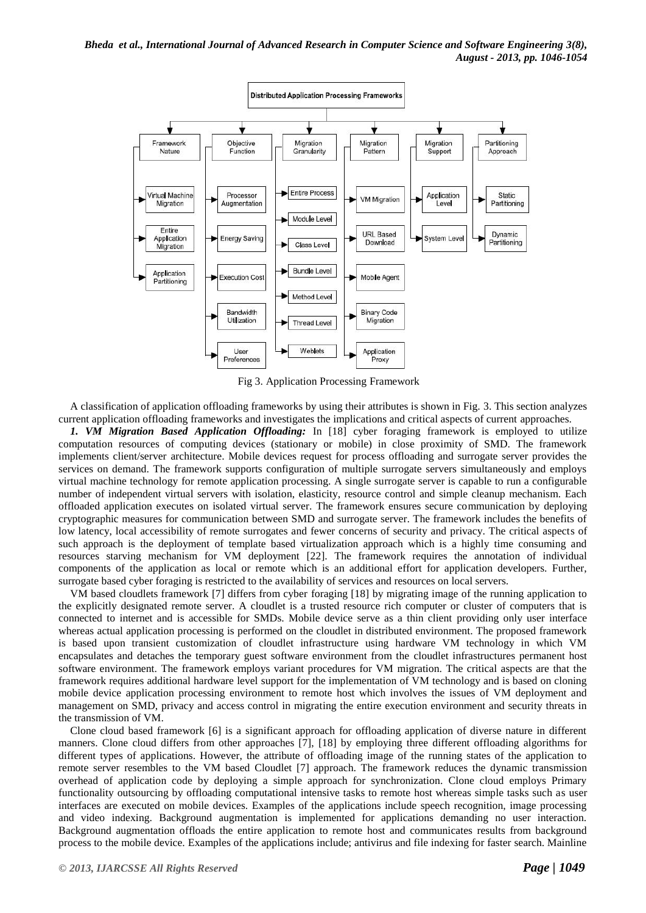Distributed Application Processing Frameworks

Framework Nature
Virtual Machine Migration
Entire Application Migration
Application Partitioning

Objective Function
Processor Augmentation
Energy Saving
Execution Cost
Bandwidth Utilization
User Preferences

Migration Granularity
Entire Process
Module Level
Class Level
Bundle Level
Method Level
Thread Level
Weblets

Migration Pattern
VM Migration
URL Based Download
Mobile Agent
Binary Code Migration
Application Proxy

Migration Support
Application Level
System Level

Partitioning Approach
Static Partitioning
Dynamic Partitioning

Fig 3. Application Processing Framework

A classification of application offloading frameworks by using their attributes is shown in Fig. 3. This section analyzes current application offloading frameworks and investigates the implications and critical aspects of current approaches.

***1. VM Migration Based Application Offloading:*** In [18] cyber foraging framework is employed to utilize computation resources of computing devices (stationary or mobile) in close proximity of SMD. The framework implements client/server architecture. Mobile devices request for process offloading and surrogate server provides the services on demand. The framework supports configuration of multiple surrogate servers simultaneously and employs virtual machine technology for remote application processing. A single surrogate server is capable to run a configurable number of independent virtual servers with isolation, elasticity, resource control and simple cleanup mechanism. Each offloaded application executes on isolated virtual server. The framework ensures secure communication by deploying cryptographic measures for communication between SMD and surrogate server. The framework includes the benefits of low latency, local accessibility of remote surrogates and fewer concerns of security and privacy. The critical aspects of such approach is the deployment of template based virtualization approach which is a highly time consuming and resources starving mechanism for VM deployment [22]. The framework requires the annotation of individual components of the application as local or remote which is an additional effort for application developers. Further, surrogate based cyber foraging is restricted to the availability of services and resources on local servers.

VM based cloudlets framework [7] differs from cyber foraging [18] by migrating image of the running application to the explicitly designated remote server. A cloudlet is a trusted resource rich computer or cluster of computers that is connected to internet and is accessible for SMDs. Mobile device serve as a thin client providing only user interface whereas actual application processing is performed on the cloudlet in distributed environment. The proposed framework is based upon transient customization of cloudlet infrastructure using hardware VM technology in which VM encapsulates and detaches the temporary guest software environment from the cloudlet infrastructures permanent host software environment. The framework employs variant procedures for VM migration. The critical aspects are that the framework requires additional hardware level support for the implementation of VM technology and is based on cloning mobile device application processing environment to remote host which involves the issues of VM deployment and management on SMD, privacy and access control in migrating the entire execution environment and security threats in the transmission of VM.

Clone cloud based framework [6] is a significant approach for offloading application of diverse nature in different manners. Clone cloud differs from other approaches [7], [18] by employing three different offloading algorithms for different types of applications. However, the attribute of offloading image of the running states of the application to remote server resembles to the VM based Cloudlet [7] approach. The framework reduces the dynamic transmission overhead of application code by deploying a simple approach for synchronization. Clone cloud employs Primary functionality outsourcing by offloading computational intensive tasks to remote host whereas simple tasks such as user interfaces are executed on mobile devices. Examples of the applications include speech recognition, image processing and video indexing. Background augmentation is implemented for applications demanding no user interaction. Background augmentation offloads the entire application to remote host and communicates results from background process to the mobile device. Examples of the applications include; antivirus and file indexing for faster search. Mainline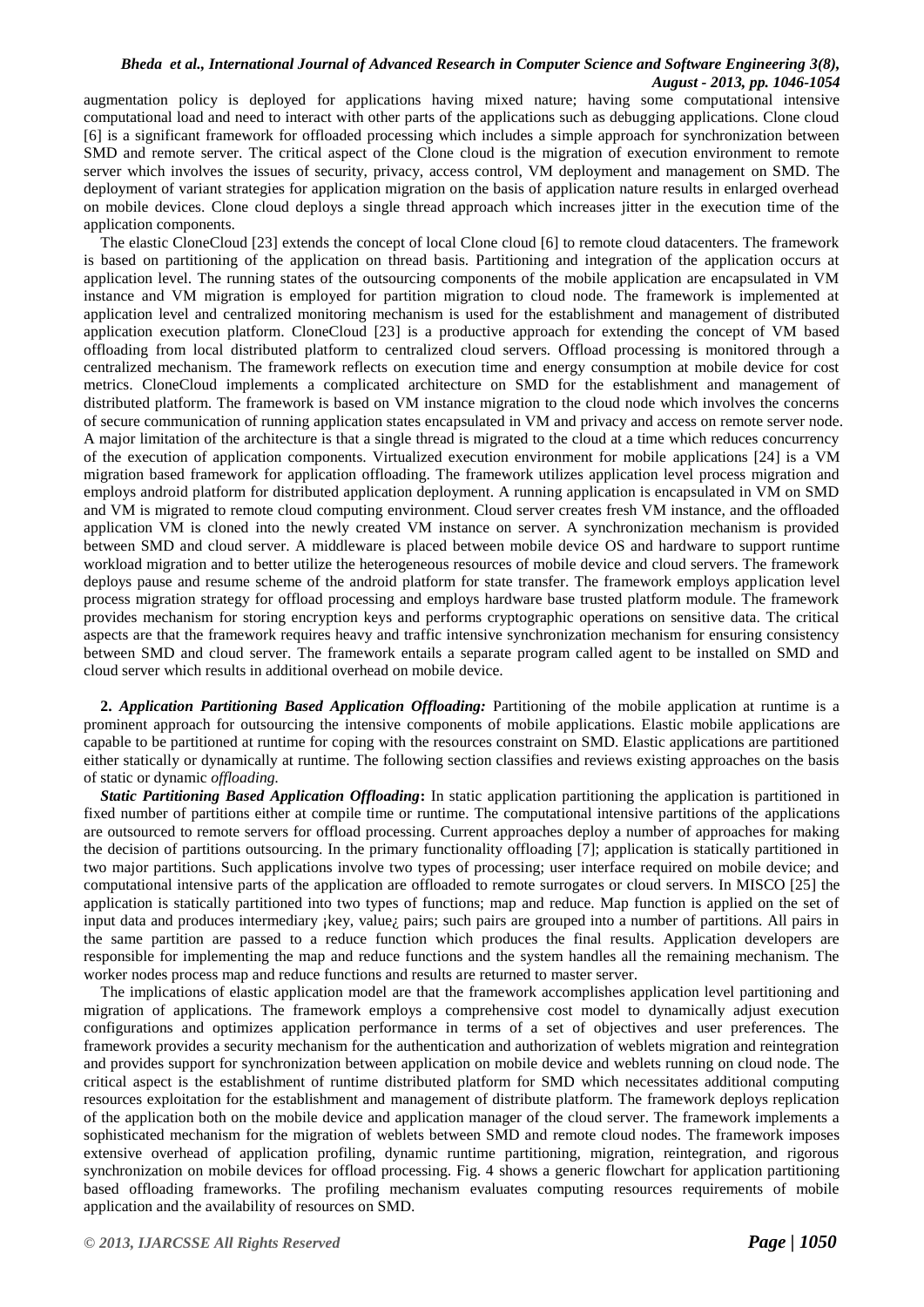augmentation policy is deployed for applications having mixed nature; having some computational intensive computational load and need to interact with other parts of the applications such as debugging applications. Clone cloud [6] is a significant framework for offloaded processing which includes a simple approach for synchronization between SMD and remote server. The critical aspect of the Clone cloud is the migration of execution environment to remote server which involves the issues of security, privacy, access control, VM deployment and management on SMD. The deployment of variant strategies for application migration on the basis of application nature results in enlarged overhead on mobile devices. Clone cloud deploys a single thread approach which increases jitter in the execution time of the application components.

The elastic CloneCloud [23] extends the concept of local Clone cloud [6] to remote cloud datacenters. The framework is based on partitioning of the application on thread basis. Partitioning and integration of the application occurs at application level. The running states of the outsourcing components of the mobile application are encapsulated in VM instance and VM migration is employed for partition migration to cloud node. The framework is implemented at application level and centralized monitoring mechanism is used for the establishment and management of distributed application execution platform. CloneCloud [23] is a productive approach for extending the concept of VM based offloading from local distributed platform to centralized cloud servers. Offload processing is monitored through a centralized mechanism. The framework reflects on execution time and energy consumption at mobile device for cost metrics. CloneCloud implements a complicated architecture on SMD for the establishment and management of distributed platform. The framework is based on VM instance migration to the cloud node which involves the concerns of secure communication of running application states encapsulated in VM and privacy and access on remote server node. A major limitation of the architecture is that a single thread is migrated to the cloud at a time which reduces concurrency of the execution of application components. Virtualized execution environment for mobile applications [24] is a VM migration based framework for application offloading. The framework utilizes application level process migration and employs android platform for distributed application deployment. A running application is encapsulated in VM on SMD and VM is migrated to remote cloud computing environment. Cloud server creates fresh VM instance, and the offloaded application VM is cloned into the newly created VM instance on server. A synchronization mechanism is provided between SMD and cloud server. A middleware is placed between mobile device OS and hardware to support runtime workload migration and to better utilize the heterogeneous resources of mobile device and cloud servers. The framework deploys pause and resume scheme of the android platform for state transfer. The framework employs application level process migration strategy for offload processing and employs hardware base trusted platform module. The framework provides mechanism for storing encryption keys and performs cryptographic operations on sensitive data. The critical aspects are that the framework requires heavy and traffic intensive synchronization mechanism for ensuring consistency between SMD and cloud server. The framework entails a separate program called agent to be installed on SMD and cloud server which results in additional overhead on mobile device.

**2.** ***Application Partitioning Based Application Offloading:*** Partitioning of the mobile application at runtime is a prominent approach for outsourcing the intensive components of mobile applications. Elastic mobile applications are capable to be partitioned at runtime for coping with the resources constraint on SMD. Elastic applications are partitioned either statically or dynamically at runtime. The following section classifies and reviews existing approaches on the basis of static or dynamic *offloading.*

***Static Partitioning Based Application Offloading*:** In static application partitioning the application is partitioned in fixed number of partitions either at compile time or runtime. The computational intensive partitions of the applications are outsourced to remote servers for offload processing. Current approaches deploy a number of approaches for making the decision of partitions outsourcing. In the primary functionality offloading [7]; application is statically partitioned in two major partitions. Such applications involve two types of processing; user interface required on mobile device; and computational intensive parts of the application are offloaded to remote surrogates or cloud servers. In MISCO [25] the application is statically partitioned into two types of functions; map and reduce. Map function is applied on the set of input data and produces intermediary ¡key, value¿ pairs; such pairs are grouped into a number of partitions. All pairs in the same partition are passed to a reduce function which produces the final results. Application developers are responsible for implementing the map and reduce functions and the system handles all the remaining mechanism. The worker nodes process map and reduce functions and results are returned to master server.

The implications of elastic application model are that the framework accomplishes application level partitioning and migration of applications. The framework employs a comprehensive cost model to dynamically adjust execution configurations and optimizes application performance in terms of a set of objectives and user preferences. The framework provides a security mechanism for the authentication and authorization of weblets migration and reintegration and provides support for synchronization between application on mobile device and weblets running on cloud node. The critical aspect is the establishment of runtime distributed platform for SMD which necessitates additional computing resources exploitation for the establishment and management of distribute platform. The framework deploys replication of the application both on the mobile device and application manager of the cloud server. The framework implements a sophisticated mechanism for the migration of weblets between SMD and remote cloud nodes. The framework imposes extensive overhead of application profiling, dynamic runtime partitioning, migration, reintegration, and rigorous synchronization on mobile devices for offload processing. Fig. 4 shows a generic flowchart for application partitioning based offloading frameworks. The profiling mechanism evaluates computing resources requirements of mobile application and the availability of resources on SMD.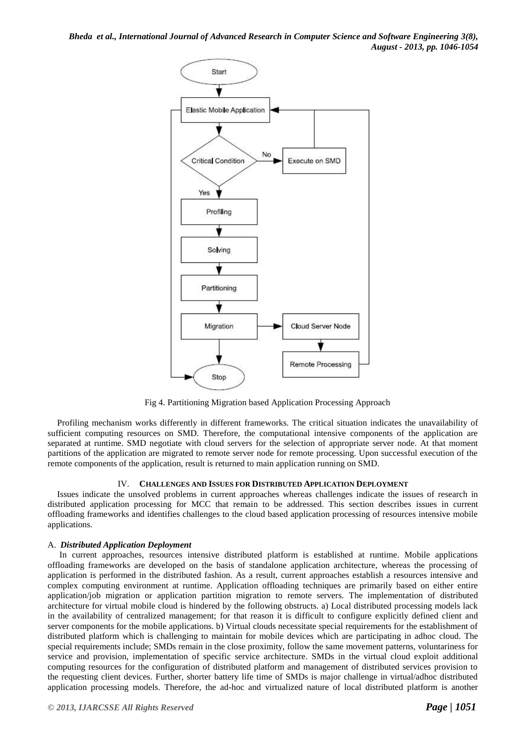Fig 4. Partitioning Migration based Application Processing Approach

Profiling mechanism works differently in different frameworks. The critical situation indicates the unavailability of sufficient computing resources on SMD. Therefore, the computational intensive components of the application are separated at runtime. SMD negotiate with cloud servers for the selection of appropriate server node. At that moment partitions of the application are migrated to remote server node for remote processing. Upon successful execution of the remote components of the application, result is returned to main application running on SMD.

## IV. Challenges and Issues for Distributed Application Deployment

Issues indicate the unsolved problems in current approaches whereas challenges indicate the issues of research in distributed application processing for MCC that remain to be addressed. This section describes issues in current offloading frameworks and identifies challenges to the cloud based application processing of resources intensive mobile applications.

### A. *Distributed Application Deployment*

In current approaches, resources intensive distributed platform is established at runtime. Mobile applications offloading frameworks are developed on the basis of standalone application architecture, whereas the processing of application is performed in the distributed fashion. As a result, current approaches establish a resources intensive and complex computing environment at runtime. Application offloading techniques are primarily based on either entire application/job migration or application partition migration to remote servers. The implementation of distributed architecture for virtual mobile cloud is hindered by the following obstructs. a) Local distributed processing models lack in the availability of centralized management; for that reason it is difficult to configure explicitly defined client and server components for the mobile applications. b) Virtual clouds necessitate special requirements for the establishment of distributed platform which is challenging to maintain for mobile devices which are participating in adhoc cloud. The special requirements include; SMDs remain in the close proximity, follow the same movement patterns, voluntariness for service and provision, implementation of specific service architecture. SMDs in the virtual cloud exploit additional computing resources for the configuration of distributed platform and management of distributed services provision to the requesting client devices. Further, shorter battery life time of SMDs is major challenge in virtual/adhoc distributed application processing models. Therefore, the ad-hoc and virtualized nature of local distributed platform is another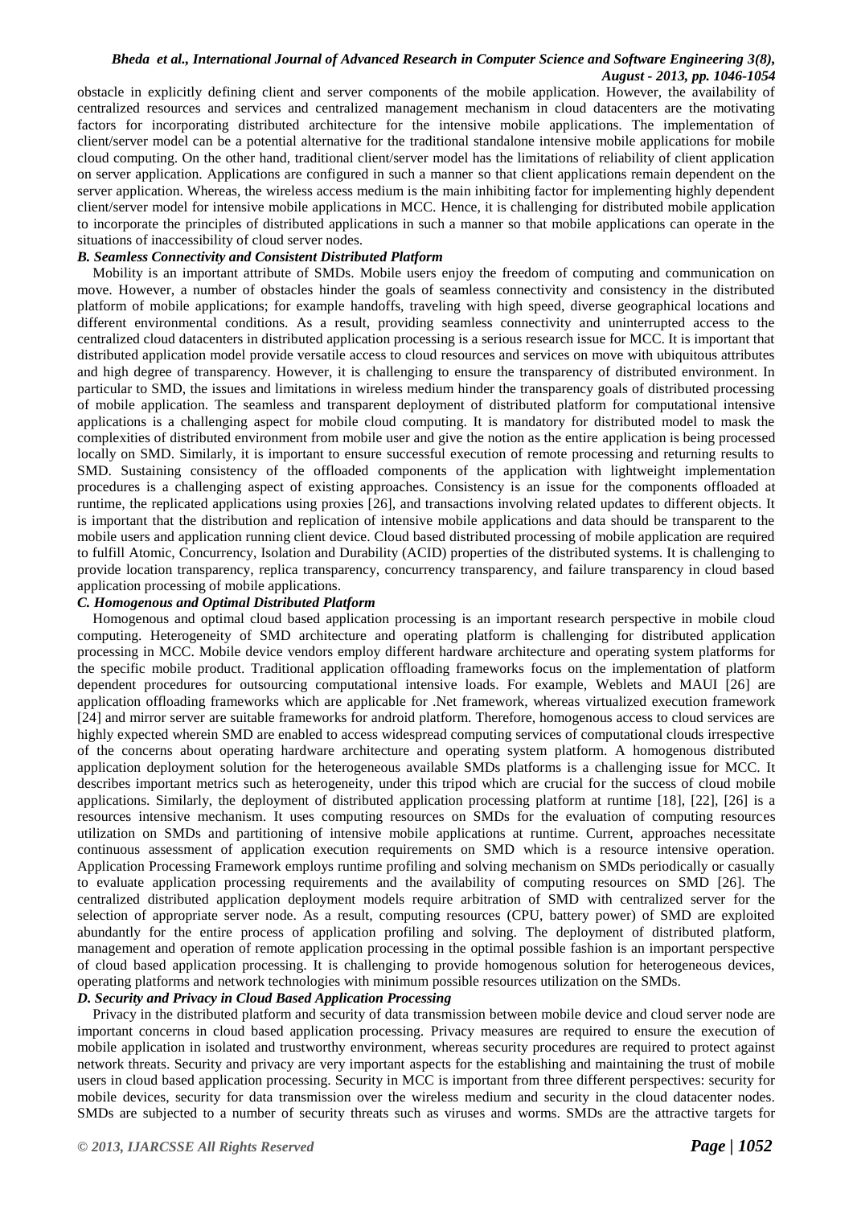obstacle in explicitly defining client and server components of the mobile application. However, the availability of centralized resources and services and centralized management mechanism in cloud datacenters are the motivating factors for incorporating distributed architecture for the intensive mobile applications. The implementation of client/server model can be a potential alternative for the traditional standalone intensive mobile applications for mobile cloud computing. On the other hand, traditional client/server model has the limitations of reliability of client application on server application. Applications are configured in such a manner so that client applications remain dependent on the server application. Whereas, the wireless access medium is the main inhibiting factor for implementing highly dependent client/server model for intensive mobile applications in MCC. Hence, it is challenging for distributed mobile application to incorporate the principles of distributed applications in such a manner so that mobile applications can operate in the situations of inaccessibility of cloud server nodes.

### *B. Seamless Connectivity and Consistent Distributed Platform*

Mobility is an important attribute of SMDs. Mobile users enjoy the freedom of computing and communication on move. However, a number of obstacles hinder the goals of seamless connectivity and consistency in the distributed platform of mobile applications; for example handoffs, traveling with high speed, diverse geographical locations and different environmental conditions. As a result, providing seamless connectivity and uninterrupted access to the centralized cloud datacenters in distributed application processing is a serious research issue for MCC. It is important that distributed application model provide versatile access to cloud resources and services on move with ubiquitous attributes and high degree of transparency. However, it is challenging to ensure the transparency of distributed environment. In particular to SMD, the issues and limitations in wireless medium hinder the transparency goals of distributed processing of mobile application. The seamless and transparent deployment of distributed platform for computational intensive applications is a challenging aspect for mobile cloud computing. It is mandatory for distributed model to mask the complexities of distributed environment from mobile user and give the notion as the entire application is being processed locally on SMD. Similarly, it is important to ensure successful execution of remote processing and returning results to SMD. Sustaining consistency of the offloaded components of the application with lightweight implementation procedures is a challenging aspect of existing approaches. Consistency is an issue for the components offloaded at runtime, the replicated applications using proxies [26], and transactions involving related updates to different objects. It is important that the distribution and replication of intensive mobile applications and data should be transparent to the mobile users and application running client device. Cloud based distributed processing of mobile application are required to fulfill Atomic, Concurrency, Isolation and Durability (ACID) properties of the distributed systems. It is challenging to provide location transparency, replica transparency, concurrency transparency, and failure transparency in cloud based application processing of mobile applications.

### *C. Homogenous and Optimal Distributed Platform*

Homogenous and optimal cloud based application processing is an important research perspective in mobile cloud computing. Heterogeneity of SMD architecture and operating platform is challenging for distributed application processing in MCC. Mobile device vendors employ different hardware architecture and operating system platforms for the specific mobile product. Traditional application offloading frameworks focus on the implementation of platform dependent procedures for outsourcing computational intensive loads. For example, Weblets and MAUI [26] are application offloading frameworks which are applicable for .Net framework, whereas virtualized execution framework [24] and mirror server are suitable frameworks for android platform. Therefore, homogenous access to cloud services are highly expected wherein SMD are enabled to access widespread computing services of computational clouds irrespective of the concerns about operating hardware architecture and operating system platform. A homogenous distributed application deployment solution for the heterogeneous available SMDs platforms is a challenging issue for MCC. It describes important metrics such as heterogeneity, under this tripod which are crucial for the success of cloud mobile applications. Similarly, the deployment of distributed application processing platform at runtime [18], [22], [26] is a resources intensive mechanism. It uses computing resources on SMDs for the evaluation of computing resources utilization on SMDs and partitioning of intensive mobile applications at runtime. Current, approaches necessitate continuous assessment of application execution requirements on SMD which is a resource intensive operation. Application Processing Framework employs runtime profiling and solving mechanism on SMDs periodically or casually to evaluate application processing requirements and the availability of computing resources on SMD [26]. The centralized distributed application deployment models require arbitration of SMD with centralized server for the selection of appropriate server node. As a result, computing resources (CPU, battery power) of SMD are exploited abundantly for the entire process of application profiling and solving. The deployment of distributed platform, management and operation of remote application processing in the optimal possible fashion is an important perspective of cloud based application processing. It is challenging to provide homogenous solution for heterogeneous devices, operating platforms and network technologies with minimum possible resources utilization on the SMDs.

### *D. Security and Privacy in Cloud Based Application Processing*

Privacy in the distributed platform and security of data transmission between mobile device and cloud server node are important concerns in cloud based application processing. Privacy measures are required to ensure the execution of mobile application in isolated and trustworthy environment, whereas security procedures are required to protect against network threats. Security and privacy are very important aspects for the establishing and maintaining the trust of mobile users in cloud based application processing. Security in MCC is important from three different perspectives: security for mobile devices, security for data transmission over the wireless medium and security in the cloud datacenter nodes. SMDs are subjected to a number of security threats such as viruses and worms. SMDs are the attractive targets for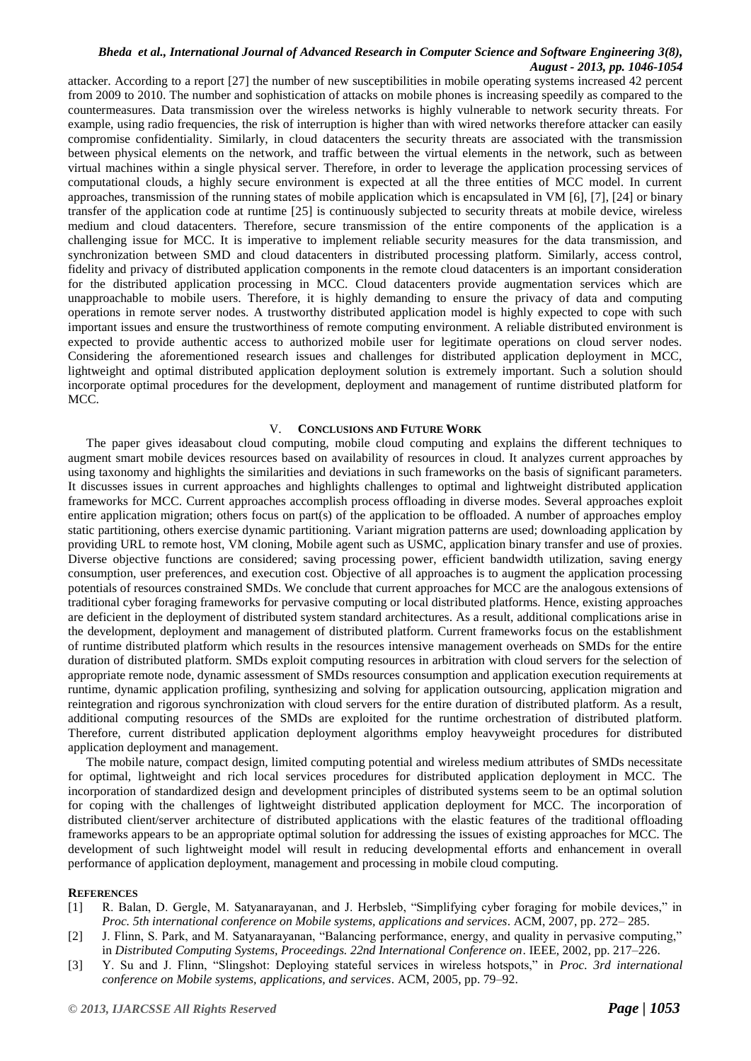attacker. According to a report [27] the number of new susceptibilities in mobile operating systems increased 42 percent from 2009 to 2010. The number and sophistication of attacks on mobile phones is increasing speedily as compared to the countermeasures. Data transmission over the wireless networks is highly vulnerable to network security threats. For example, using radio frequencies, the risk of interruption is higher than with wired networks therefore attacker can easily compromise confidentiality. Similarly, in cloud datacenters the security threats are associated with the transmission between physical elements on the network, and traffic between the virtual elements in the network, such as between virtual machines within a single physical server. Therefore, in order to leverage the application processing services of computational clouds, a highly secure environment is expected at all the three entities of MCC model. In current approaches, transmission of the running states of mobile application which is encapsulated in VM [6], [7], [24] or binary transfer of the application code at runtime [25] is continuously subjected to security threats at mobile device, wireless medium and cloud datacenters. Therefore, secure transmission of the entire components of the application is a challenging issue for MCC. It is imperative to implement reliable security measures for the data transmission, and synchronization between SMD and cloud datacenters in distributed processing platform. Similarly, access control, fidelity and privacy of distributed application components in the remote cloud datacenters is an important consideration for the distributed application processing in MCC. Cloud datacenters provide augmentation services which are unapproachable to mobile users. Therefore, it is highly demanding to ensure the privacy of data and computing operations in remote server nodes. A trustworthy distributed application model is highly expected to cope with such important issues and ensure the trustworthiness of remote computing environment. A reliable distributed environment is expected to provide authentic access to authorized mobile user for legitimate operations on cloud server nodes. Considering the aforementioned research issues and challenges for distributed application deployment in MCC, lightweight and optimal distributed application deployment solution is extremely important. Such a solution should incorporate optimal procedures for the development, deployment and management of runtime distributed platform for MCC.

## V. Conclusions and Future Work

The paper gives ideasabout cloud computing, mobile cloud computing and explains the different techniques to augment smart mobile devices resources based on availability of resources in cloud. It analyzes current approaches by using taxonomy and highlights the similarities and deviations in such frameworks on the basis of significant parameters. It discusses issues in current approaches and highlights challenges to optimal and lightweight distributed application frameworks for MCC. Current approaches accomplish process offloading in diverse modes. Several approaches exploit entire application migration; others focus on part(s) of the application to be offloaded. A number of approaches employ static partitioning, others exercise dynamic partitioning. Variant migration patterns are used; downloading application by providing URL to remote host, VM cloning, Mobile agent such as USMC, application binary transfer and use of proxies. Diverse objective functions are considered; saving processing power, efficient bandwidth utilization, saving energy consumption, user preferences, and execution cost. Objective of all approaches is to augment the application processing potentials of resources constrained SMDs. We conclude that current approaches for MCC are the analogous extensions of traditional cyber foraging frameworks for pervasive computing or local distributed platforms. Hence, existing approaches are deficient in the deployment of distributed system standard architectures. As a result, additional complications arise in the development, deployment and management of distributed platform. Current frameworks focus on the establishment of runtime distributed platform which results in the resources intensive management overheads on SMDs for the entire duration of distributed platform. SMDs exploit computing resources in arbitration with cloud servers for the selection of appropriate remote node, dynamic assessment of SMDs resources consumption and application execution requirements at runtime, dynamic application profiling, synthesizing and solving for application outsourcing, application migration and reintegration and rigorous synchronization with cloud servers for the entire duration of distributed platform. As a result, additional computing resources of the SMDs are exploited for the runtime orchestration of distributed platform. Therefore, current distributed application deployment algorithms employ heavyweight procedures for distributed application deployment and management.

The mobile nature, compact design, limited computing potential and wireless medium attributes of SMDs necessitate for optimal, lightweight and rich local services procedures for distributed application deployment in MCC. The incorporation of standardized design and development principles of distributed systems seem to be an optimal solution for coping with the challenges of lightweight distributed application deployment for MCC. The incorporation of distributed client/server architecture of distributed applications with the elastic features of the traditional offloading frameworks appears to be an appropriate optimal solution for addressing the issues of existing approaches for MCC. The development of such lightweight model will result in reducing developmental efforts and enhancement in overall performance of application deployment, management and processing in mobile cloud computing.

## References

[1] R. Balan, D. Gergle, M. Satyanarayanan, and J. Herbsleb, "Simplifying cyber foraging for mobile devices," in *Proc. 5th international conference on Mobile systems, applications and services*. ACM, 2007, pp. 272– 285.

[2] J. Flinn, S. Park, and M. Satyanarayanan, "Balancing performance, energy, and quality in pervasive computing," in *Distributed Computing Systems, Proceedings. 22nd International Conference on*. IEEE, 2002, pp. 217–226.

[3] Y. Su and J. Flinn, "Slingshot: Deploying stateful services in wireless hotspots," in *Proc. 3rd international conference on Mobile systems, applications, and services*. ACM, 2005, pp. 79–92.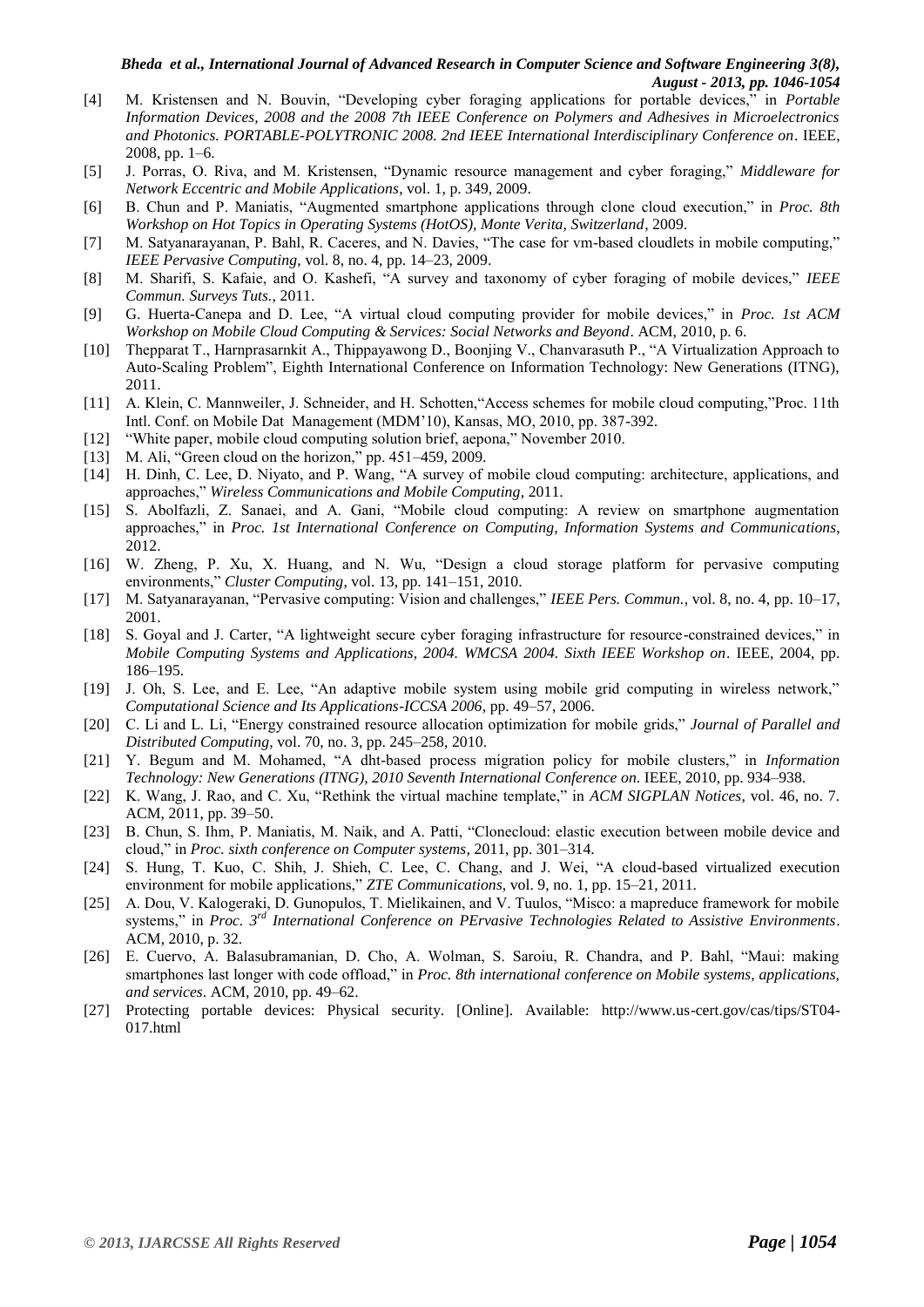[4] M. Kristensen and N. Bouvin, "Developing cyber foraging applications for portable devices," in *Portable Information Devices, 2008 and the 2008 7th IEEE Conference on Polymers and Adhesives in Microelectronics and Photonics. PORTABLE-POLYTRONIC 2008. 2nd IEEE International Interdisciplinary Conference on*. IEEE, 2008, pp. 1–6.

[5] J. Porras, O. Riva, and M. Kristensen, "Dynamic resource management and cyber foraging," *Middleware for Network Eccentric and Mobile Applications*, vol. 1, p. 349, 2009.

[6] B. Chun and P. Maniatis, "Augmented smartphone applications through clone cloud execution," in *Proc. 8th Workshop on Hot Topics in Operating Systems (HotOS), Monte Verita, Switzerland*, 2009.

[7] M. Satyanarayanan, P. Bahl, R. Caceres, and N. Davies, "The case for vm-based cloudlets in mobile computing," *IEEE Pervasive Computing*, vol. 8, no. 4, pp. 14–23, 2009.

[8] M. Sharifi, S. Kafaie, and O. Kashefi, "A survey and taxonomy of cyber foraging of mobile devices," *IEEE Commun. Surveys Tuts.*, 2011.

[9] G. Huerta-Canepa and D. Lee, "A virtual cloud computing provider for mobile devices," in *Proc. 1st ACM Workshop on Mobile Cloud Computing & Services: Social Networks and Beyond*. ACM, 2010, p. 6.

[10] Thepparat T., Harnprasarnkit A., Thippayawong D., Boonjing V., Chanvarasuth P., "A Virtualization Approach to Auto-Scaling Problem", Eighth International Conference on Information Technology: New Generations (ITNG), 2011.

[11] A. Klein, C. Mannweiler, J. Schneider, and H. Schotten,"Access schemes for mobile cloud computing,"Proc. 11th Intl. Conf. on Mobile Dat Management (MDM'10), Kansas, MO, 2010, pp. 387-392.

[12] "White paper, mobile cloud computing solution brief, aepona," November 2010.

[13] M. Ali, "Green cloud on the horizon," pp. 451–459, 2009.

[14] H. Dinh, C. Lee, D. Niyato, and P. Wang, "A survey of mobile cloud computing: architecture, applications, and approaches," *Wireless Communications and Mobile Computing*, 2011.

[15] S. Abolfazli, Z. Sanaei, and A. Gani, "Mobile cloud computing: A review on smartphone augmentation approaches," in *Proc. 1st International Conference on Computing, Information Systems and Communications*, 2012.

[16] W. Zheng, P. Xu, X. Huang, and N. Wu, "Design a cloud storage platform for pervasive computing environments," *Cluster Computing*, vol. 13, pp. 141–151, 2010.

[17] M. Satyanarayanan, "Pervasive computing: Vision and challenges," *IEEE Pers. Commun.*, vol. 8, no. 4, pp. 10–17, 2001.

[18] S. Goyal and J. Carter, "A lightweight secure cyber foraging infrastructure for resource-constrained devices," in *Mobile Computing Systems and Applications, 2004. WMCSA 2004. Sixth IEEE Workshop on*. IEEE, 2004, pp. 186–195.

[19] J. Oh, S. Lee, and E. Lee, "An adaptive mobile system using mobile grid computing in wireless network," *Computational Science and Its Applications-ICCSA 2006*, pp. 49–57, 2006.

[20] C. Li and L. Li, "Energy constrained resource allocation optimization for mobile grids," *Journal of Parallel and Distributed Computing*, vol. 70, no. 3, pp. 245–258, 2010.

[21] Y. Begum and M. Mohamed, "A dht-based process migration policy for mobile clusters," in *Information Technology: New Generations (ITNG), 2010 Seventh International Conference on*. IEEE, 2010, pp. 934–938.

[22] K. Wang, J. Rao, and C. Xu, "Rethink the virtual machine template," in *ACM SIGPLAN Notices*, vol. 46, no. 7. ACM, 2011, pp. 39–50.

[23] B. Chun, S. Ihm, P. Maniatis, M. Naik, and A. Patti, "Clonecloud: elastic execution between mobile device and cloud," in *Proc. sixth conference on Computer systems*, 2011, pp. 301–314.

[24] S. Hung, T. Kuo, C. Shih, J. Shieh, C. Lee, C. Chang, and J. Wei, "A cloud-based virtualized execution environment for mobile applications," *ZTE Communications*, vol. 9, no. 1, pp. 15–21, 2011.

[25] A. Dou, V. Kalogeraki, D. Gunopulos, T. Mielikainen, and V. Tuulos, "Misco: a mapreduce framework for mobile systems," in *Proc. 3rd International Conference on PErvasive Technologies Related to Assistive Environments*. ACM, 2010, p. 32.

[26] E. Cuervo, A. Balasubramanian, D. Cho, A. Wolman, S. Saroiu, R. Chandra, and P. Bahl, "Maui: making smartphones last longer with code offload," in *Proc. 8th international conference on Mobile systems, applications, and services*. ACM, 2010, pp. 49–62.

[27] Protecting portable devices: Physical security. [Online]. Available: http://www.us-cert.gov/cas/tips/ST04-017.html